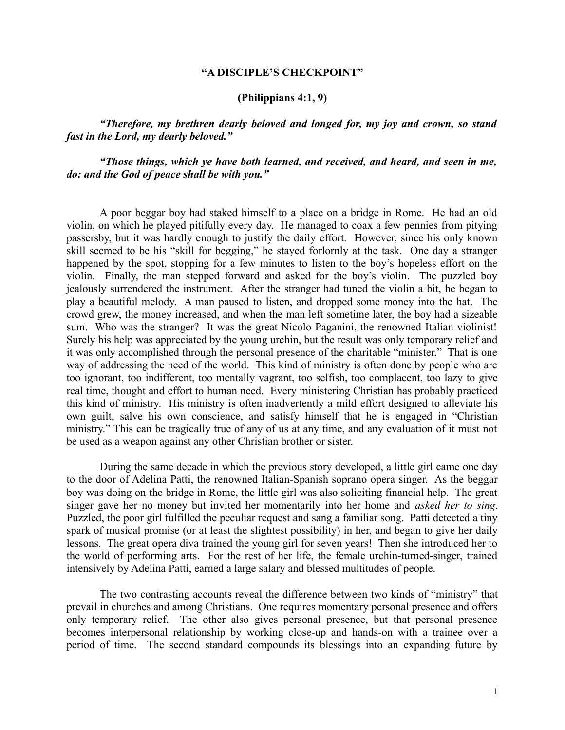# "A DISCIPLE'S CHECKPOINT"

## (Philippians 4:1, 9)

***"Therefore, my brethren dearly beloved and longed for, my joy and crown, so stand fast in the Lord, my dearly beloved."***

***"Those things, which ye have both learned, and received, and heard, and seen in me, do: and the God of peace shall be with you."***

A poor beggar boy had staked himself to a place on a bridge in Rome. He had an old violin, on which he played pitifully every day. He managed to coax a few pennies from pitying passersby, but it was hardly enough to justify the daily effort. However, since his only known skill seemed to be his "skill for begging," he stayed forlornly at the task. One day a stranger happened by the spot, stopping for a few minutes to listen to the boy's hopeless effort on the violin. Finally, the man stepped forward and asked for the boy's violin. The puzzled boy jealously surrendered the instrument. After the stranger had tuned the violin a bit, he began to play a beautiful melody. A man paused to listen, and dropped some money into the hat. The crowd grew, the money increased, and when the man left sometime later, the boy had a sizeable sum. Who was the stranger? It was the great Nicolo Paganini, the renowned Italian violinist! Surely his help was appreciated by the young urchin, but the result was only temporary relief and it was only accomplished through the personal presence of the charitable "minister." That is one way of addressing the need of the world. This kind of ministry is often done by people who are too ignorant, too indifferent, too mentally vagrant, too selfish, too complacent, too lazy to give real time, thought and effort to human need. Every ministering Christian has probably practiced this kind of ministry. His ministry is often inadvertently a mild effort designed to alleviate his own guilt, salve his own conscience, and satisfy himself that he is engaged in "Christian ministry." This can be tragically true of any of us at any time, and any evaluation of it must not be used as a weapon against any other Christian brother or sister.

During the same decade in which the previous story developed, a little girl came one day to the door of Adelina Patti, the renowned Italian-Spanish soprano opera singer. As the beggar boy was doing on the bridge in Rome, the little girl was also soliciting financial help. The great singer gave her no money but invited her momentarily into her home and *asked her to sing*. Puzzled, the poor girl fulfilled the peculiar request and sang a familiar song. Patti detected a tiny spark of musical promise (or at least the slightest possibility) in her, and began to give her daily lessons. The great opera diva trained the young girl for seven years! Then she introduced her to the world of performing arts. For the rest of her life, the female urchin-turned-singer, trained intensively by Adelina Patti, earned a large salary and blessed multitudes of people.

The two contrasting accounts reveal the difference between two kinds of "ministry" that prevail in churches and among Christians. One requires momentary personal presence and offers only temporary relief. The other also gives personal presence, but that personal presence becomes interpersonal relationship by working close-up and hands-on with a trainee over a period of time. The second standard compounds its blessings into an expanding future by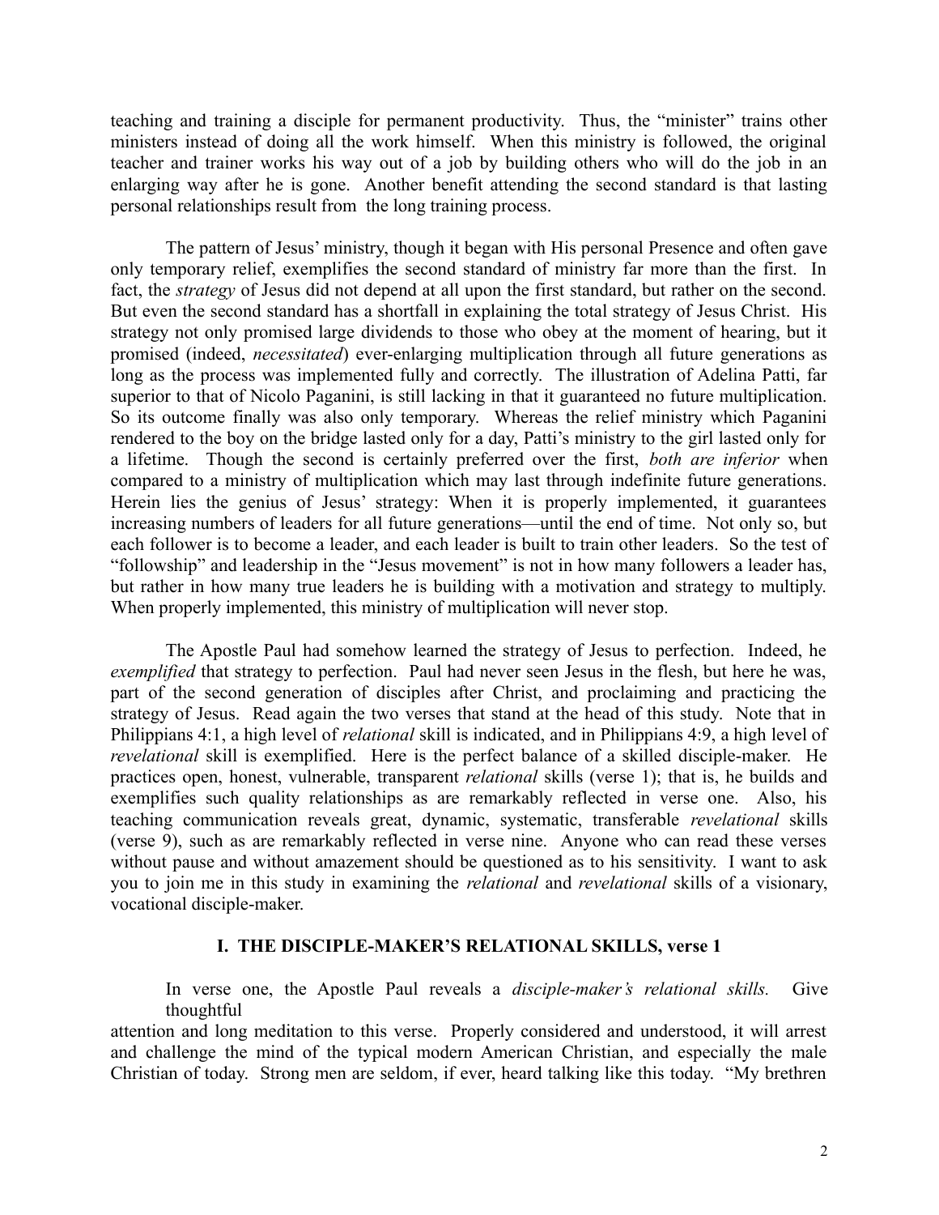teaching and training a disciple for permanent productivity. Thus, the "minister" trains other ministers instead of doing all the work himself. When this ministry is followed, the original teacher and trainer works his way out of a job by building others who will do the job in an enlarging way after he is gone. Another benefit attending the second standard is that lasting personal relationships result from the long training process.

The pattern of Jesus' ministry, though it began with His personal Presence and often gave only temporary relief, exemplifies the second standard of ministry far more than the first. In fact, the *strategy* of Jesus did not depend at all upon the first standard, but rather on the second. But even the second standard has a shortfall in explaining the total strategy of Jesus Christ. His strategy not only promised large dividends to those who obey at the moment of hearing, but it promised (indeed, *necessitated*) ever-enlarging multiplication through all future generations as long as the process was implemented fully and correctly. The illustration of Adelina Patti, far superior to that of Nicolo Paganini, is still lacking in that it guaranteed no future multiplication. So its outcome finally was also only temporary. Whereas the relief ministry which Paganini rendered to the boy on the bridge lasted only for a day, Patti's ministry to the girl lasted only for a lifetime. Though the second is certainly preferred over the first, *both are inferior* when compared to a ministry of multiplication which may last through indefinite future generations. Herein lies the genius of Jesus' strategy: When it is properly implemented, it guarantees increasing numbers of leaders for all future generations—until the end of time. Not only so, but each follower is to become a leader, and each leader is built to train other leaders. So the test of "followship" and leadership in the "Jesus movement" is not in how many followers a leader has, but rather in how many true leaders he is building with a motivation and strategy to multiply. When properly implemented, this ministry of multiplication will never stop.

The Apostle Paul had somehow learned the strategy of Jesus to perfection. Indeed, he *exemplified* that strategy to perfection. Paul had never seen Jesus in the flesh, but here he was, part of the second generation of disciples after Christ, and proclaiming and practicing the strategy of Jesus. Read again the two verses that stand at the head of this study. Note that in Philippians 4:1, a high level of *relational* skill is indicated, and in Philippians 4:9, a high level of *revelational* skill is exemplified. Here is the perfect balance of a skilled disciple-maker. He practices open, honest, vulnerable, transparent *relational* skills (verse 1); that is, he builds and exemplifies such quality relationships as are remarkably reflected in verse one. Also, his teaching communication reveals great, dynamic, systematic, transferable *revelational* skills (verse 9), such as are remarkably reflected in verse nine. Anyone who can read these verses without pause and without amazement should be questioned as to his sensitivity. I want to ask you to join me in this study in examining the *relational* and *revelational* skills of a visionary, vocational disciple-maker.

## I. THE DISCIPLE-MAKER'S RELATIONAL SKILLS, verse 1

In verse one, the Apostle Paul reveals a *disciple-maker's relational skills.* Give thoughtful attention and long meditation to this verse. Properly considered and understood, it will arrest and challenge the mind of the typical modern American Christian, and especially the male Christian of today. Strong men are seldom, if ever, heard talking like this today. "My brethren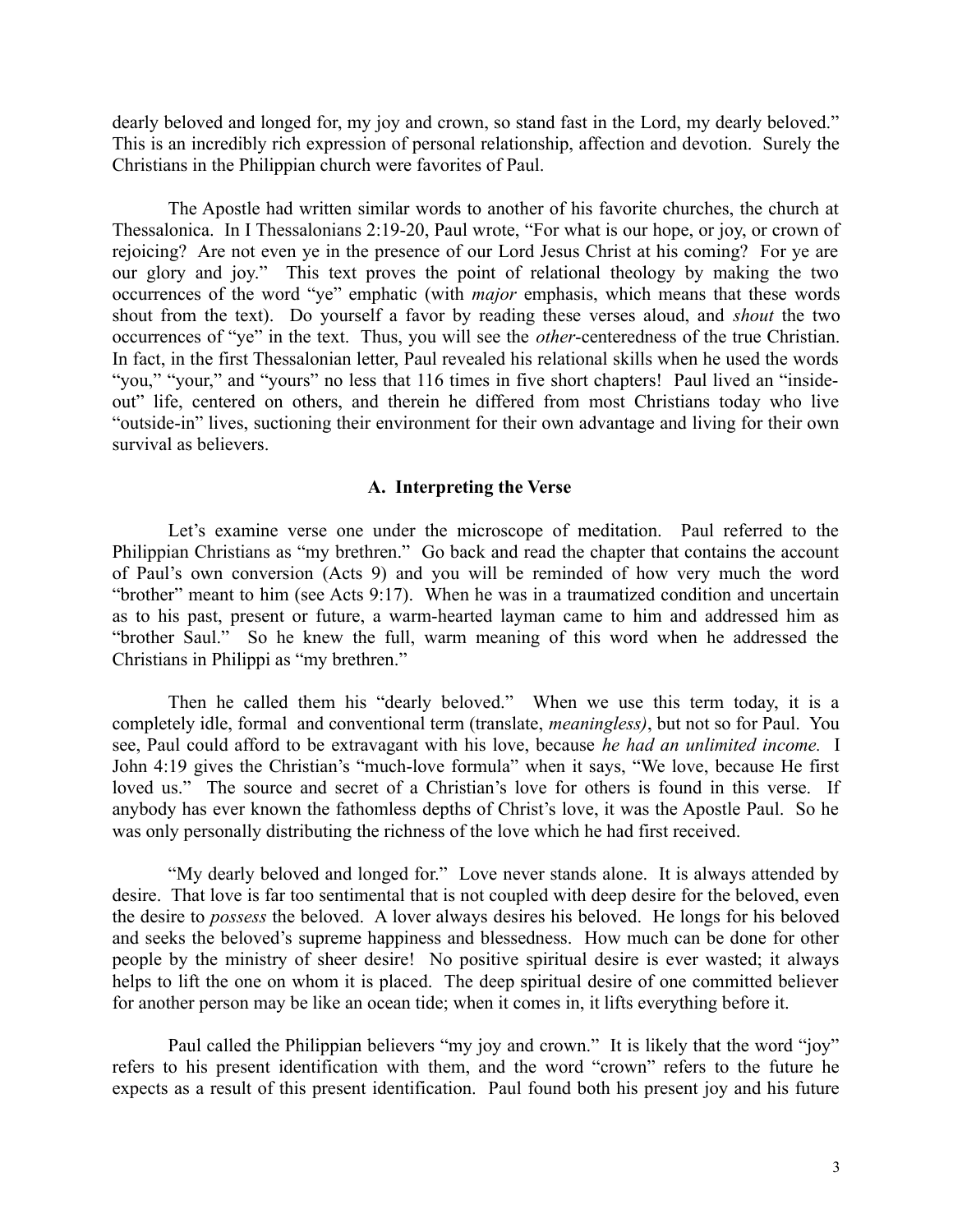dearly beloved and longed for, my joy and crown, so stand fast in the Lord, my dearly beloved." This is an incredibly rich expression of personal relationship, affection and devotion. Surely the Christians in the Philippian church were favorites of Paul.

The Apostle had written similar words to another of his favorite churches, the church at Thessalonica. In I Thessalonians 2:19-20, Paul wrote, "For what is our hope, or joy, or crown of rejoicing? Are not even ye in the presence of our Lord Jesus Christ at his coming? For ye are our glory and joy." This text proves the point of relational theology by making the two occurrences of the word "ye" emphatic (with *major* emphasis, which means that these words shout from the text). Do yourself a favor by reading these verses aloud, and *shout* the two occurrences of "ye" in the text. Thus, you will see the *other*-centeredness of the true Christian. In fact, in the first Thessalonian letter, Paul revealed his relational skills when he used the words "you," "your," and "yours" no less that 116 times in five short chapters! Paul lived an "inside-out" life, centered on others, and therein he differed from most Christians today who live "outside-in" lives, suctioning their environment for their own advantage and living for their own survival as believers.

### A. Interpreting the Verse

Let's examine verse one under the microscope of meditation. Paul referred to the Philippian Christians as "my brethren." Go back and read the chapter that contains the account of Paul's own conversion (Acts 9) and you will be reminded of how very much the word "brother" meant to him (see Acts 9:17). When he was in a traumatized condition and uncertain as to his past, present or future, a warm-hearted layman came to him and addressed him as "brother Saul." So he knew the full, warm meaning of this word when he addressed the Christians in Philippi as "my brethren."

Then he called them his "dearly beloved." When we use this term today, it is a completely idle, formal and conventional term (translate, *meaningless)*, but not so for Paul. You see, Paul could afford to be extravagant with his love, because *he had an unlimited income.* I John 4:19 gives the Christian's "much-love formula" when it says, "We love, because He first loved us." The source and secret of a Christian's love for others is found in this verse. If anybody has ever known the fathomless depths of Christ's love, it was the Apostle Paul. So he was only personally distributing the richness of the love which he had first received.

"My dearly beloved and longed for." Love never stands alone. It is always attended by desire. That love is far too sentimental that is not coupled with deep desire for the beloved, even the desire to *possess* the beloved. A lover always desires his beloved. He longs for his beloved and seeks the beloved's supreme happiness and blessedness. How much can be done for other people by the ministry of sheer desire! No positive spiritual desire is ever wasted; it always helps to lift the one on whom it is placed. The deep spiritual desire of one committed believer for another person may be like an ocean tide; when it comes in, it lifts everything before it.

Paul called the Philippian believers "my joy and crown." It is likely that the word "joy" refers to his present identification with them, and the word "crown" refers to the future he expects as a result of this present identification. Paul found both his present joy and his future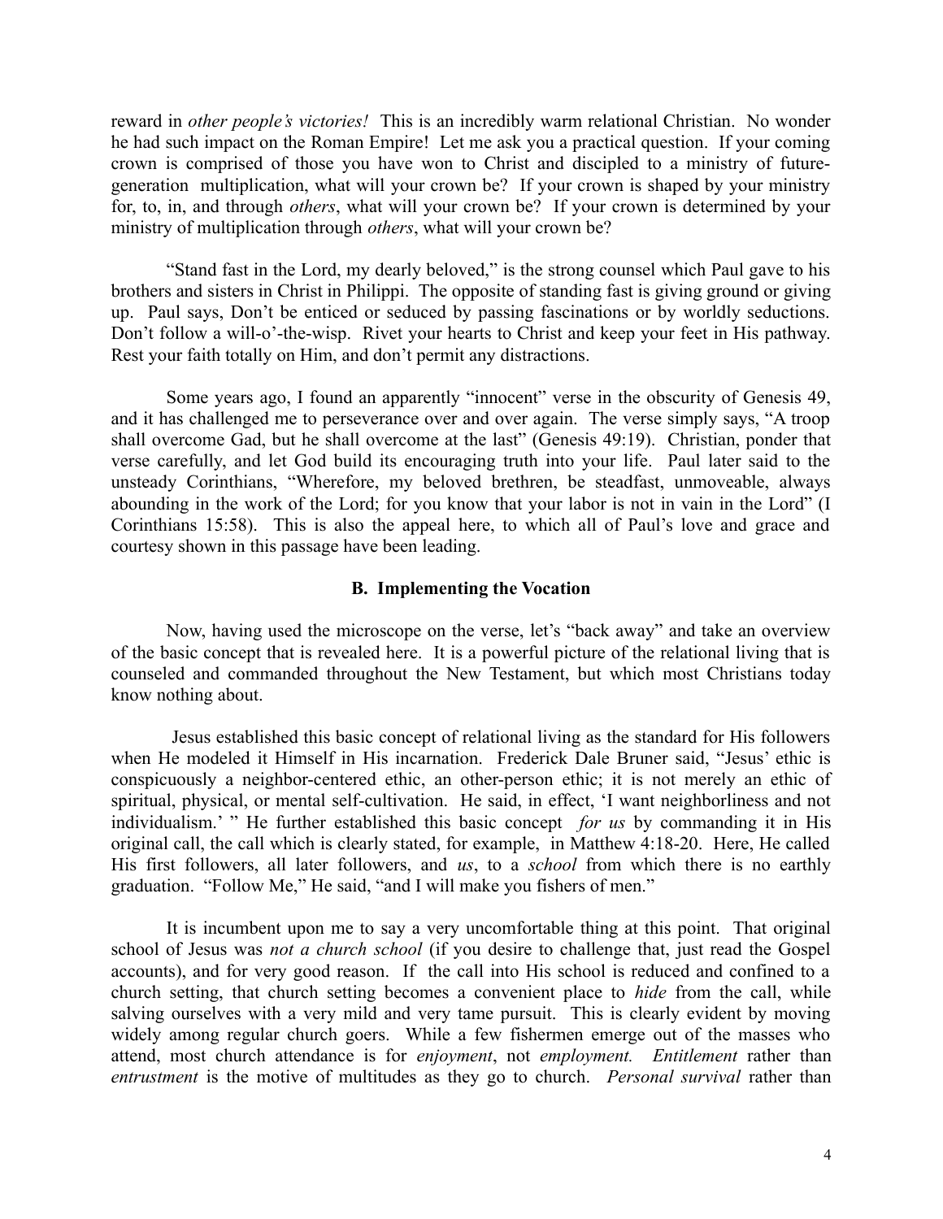reward in *other people's victories!* This is an incredibly warm relational Christian. No wonder he had such impact on the Roman Empire! Let me ask you a practical question. If your coming crown is comprised of those you have won to Christ and discipled to a ministry of future-generation multiplication, what will your crown be? If your crown is shaped by your ministry for, to, in, and through *others*, what will your crown be? If your crown is determined by your ministry of multiplication through *others*, what will your crown be?

"Stand fast in the Lord, my dearly beloved," is the strong counsel which Paul gave to his brothers and sisters in Christ in Philippi. The opposite of standing fast is giving ground or giving up. Paul says, Don't be enticed or seduced by passing fascinations or by worldly seductions. Don't follow a will-o'-the-wisp. Rivet your hearts to Christ and keep your feet in His pathway. Rest your faith totally on Him, and don't permit any distractions.

Some years ago, I found an apparently "innocent" verse in the obscurity of Genesis 49, and it has challenged me to perseverance over and over again. The verse simply says, "A troop shall overcome Gad, but he shall overcome at the last" (Genesis 49:19). Christian, ponder that verse carefully, and let God build its encouraging truth into your life. Paul later said to the unsteady Corinthians, "Wherefore, my beloved brethren, be steadfast, unmoveable, always abounding in the work of the Lord; for you know that your labor is not in vain in the Lord" (I Corinthians 15:58). This is also the appeal here, to which all of Paul's love and grace and courtesy shown in this passage have been leading.

### B. Implementing the Vocation

Now, having used the microscope on the verse, let's "back away" and take an overview of the basic concept that is revealed here. It is a powerful picture of the relational living that is counseled and commanded throughout the New Testament, but which most Christians today know nothing about.

Jesus established this basic concept of relational living as the standard for His followers when He modeled it Himself in His incarnation. Frederick Dale Bruner said, "Jesus' ethic is conspicuously a neighbor-centered ethic, an other-person ethic; it is not merely an ethic of spiritual, physical, or mental self-cultivation. He said, in effect, 'I want neighborliness and not individualism.' " He further established this basic concept *for us* by commanding it in His original call, the call which is clearly stated, for example, in Matthew 4:18-20. Here, He called His first followers, all later followers, and *us*, to a *school* from which there is no earthly graduation. "Follow Me," He said, "and I will make you fishers of men."

It is incumbent upon me to say a very uncomfortable thing at this point. That original school of Jesus was *not a church school* (if you desire to challenge that, just read the Gospel accounts), and for very good reason. If the call into His school is reduced and confined to a church setting, that church setting becomes a convenient place to *hide* from the call, while salving ourselves with a very mild and very tame pursuit. This is clearly evident by moving widely among regular church goers. While a few fishermen emerge out of the masses who attend, most church attendance is for *enjoyment*, not *employment.* *Entitlement* rather than *entrustment* is the motive of multitudes as they go to church. *Personal survival* rather than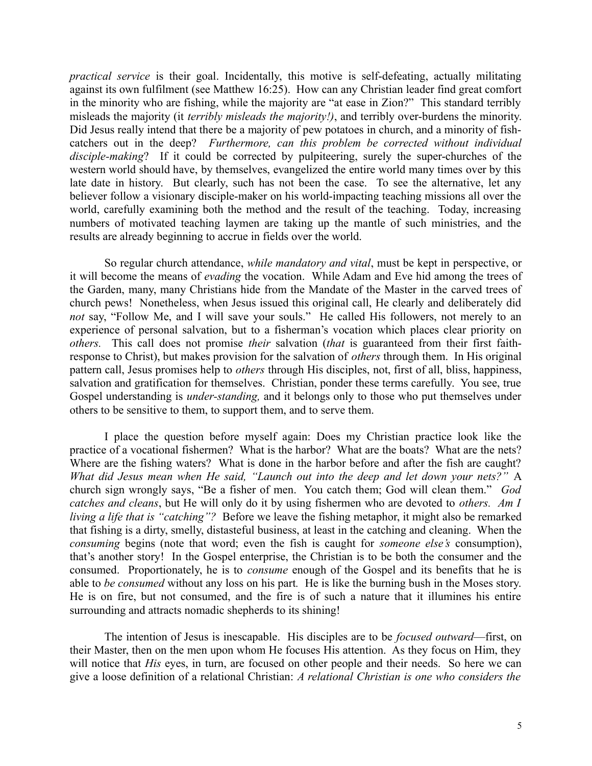*practical service* is their goal. Incidentally, this motive is self-defeating, actually militating against its own fulfilment (see Matthew 16:25). How can any Christian leader find great comfort in the minority who are fishing, while the majority are "at ease in Zion?" This standard terribly misleads the majority (it *terribly misleads the majority!)*, and terribly over-burdens the minority. Did Jesus really intend that there be a majority of pew potatoes in church, and a minority of fish-catchers out in the deep? *Furthermore, can this problem be corrected without individual disciple-making*? If it could be corrected by pulpiteering, surely the super-churches of the western world should have, by themselves, evangelized the entire world many times over by this late date in history. But clearly, such has not been the case. To see the alternative, let any believer follow a visionary disciple-maker on his world-impacting teaching missions all over the world, carefully examining both the method and the result of the teaching. Today, increasing numbers of motivated teaching laymen are taking up the mantle of such ministries, and the results are already beginning to accrue in fields over the world.

So regular church attendance, *while mandatory and vital*, must be kept in perspective, or it will become the means of *evading* the vocation. While Adam and Eve hid among the trees of the Garden, many, many Christians hide from the Mandate of the Master in the carved trees of church pews! Nonetheless, when Jesus issued this original call, He clearly and deliberately did *not* say, "Follow Me, and I will save your souls." He called His followers, not merely to an experience of personal salvation, but to a fisherman's vocation which places clear priority on *others.* This call does not promise *their* salvation (*that* is guaranteed from their first faith-response to Christ), but makes provision for the salvation of *others* through them. In His original pattern call, Jesus promises help to *others* through His disciples, not, first of all, bliss, happiness, salvation and gratification for themselves. Christian, ponder these terms carefully. You see, true Gospel understanding is *under-standing,* and it belongs only to those who put themselves under others to be sensitive to them, to support them, and to serve them.

I place the question before myself again: Does my Christian practice look like the practice of a vocational fishermen? What is the harbor? What are the boats? What are the nets? Where are the fishing waters? What is done in the harbor before and after the fish are caught? *What did Jesus mean when He said, "Launch out into the deep and let down your nets?"* A church sign wrongly says, "Be a fisher of men. You catch them; God will clean them." *God catches and cleans*, but He will only do it by using fishermen who are devoted to *others. Am I living a life that is "catching"?* Before we leave the fishing metaphor, it might also be remarked that fishing is a dirty, smelly, distasteful business, at least in the catching and cleaning. When the *consuming* begins (note that word; even the fish is caught for *someone else's* consumption), that's another story! In the Gospel enterprise, the Christian is to be both the consumer and the consumed. Proportionately, he is to *consume* enough of the Gospel and its benefits that he is able to *be consumed* without any loss on his part*.* He is like the burning bush in the Moses story. He is on fire, but not consumed, and the fire is of such a nature that it illumines his entire surrounding and attracts nomadic shepherds to its shining!

The intention of Jesus is inescapable. His disciples are to be *focused outward*—first, on their Master, then on the men upon whom He focuses His attention. As they focus on Him, they will notice that *His* eyes, in turn, are focused on other people and their needs. So here we can give a loose definition of a relational Christian: *A relational Christian is one who considers the*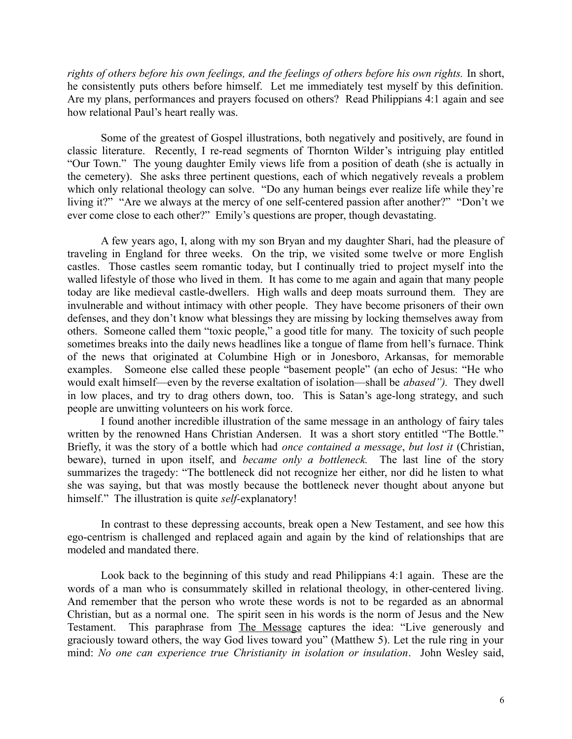*rights of others before his own feelings, and the feelings of others before his own rights.* In short, he consistently puts others before himself. Let me immediately test myself by this definition. Are my plans, performances and prayers focused on others? Read Philippians 4:1 again and see how relational Paul's heart really was.

Some of the greatest of Gospel illustrations, both negatively and positively, are found in classic literature. Recently, I re-read segments of Thornton Wilder's intriguing play entitled "Our Town." The young daughter Emily views life from a position of death (she is actually in the cemetery). She asks three pertinent questions, each of which negatively reveals a problem which only relational theology can solve. "Do any human beings ever realize life while they're living it?" "Are we always at the mercy of one self-centered passion after another?" "Don't we ever come close to each other?" Emily's questions are proper, though devastating.

A few years ago, I, along with my son Bryan and my daughter Shari, had the pleasure of traveling in England for three weeks. On the trip, we visited some twelve or more English castles. Those castles seem romantic today, but I continually tried to project myself into the walled lifestyle of those who lived in them. It has come to me again and again that many people today are like medieval castle-dwellers. High walls and deep moats surround them. They are invulnerable and without intimacy with other people. They have become prisoners of their own defenses, and they don't know what blessings they are missing by locking themselves away from others. Someone called them "toxic people," a good title for many. The toxicity of such people sometimes breaks into the daily news headlines like a tongue of flame from hell's furnace. Think of the news that originated at Columbine High or in Jonesboro, Arkansas, for memorable examples. Someone else called these people "basement people" (an echo of Jesus: "He who would exalt himself—even by the reverse exaltation of isolation—shall be *abased").* They dwell in low places, and try to drag others down, too. This is Satan's age-long strategy, and such people are unwitting volunteers on his work force.

I found another incredible illustration of the same message in an anthology of fairy tales written by the renowned Hans Christian Andersen. It was a short story entitled "The Bottle." Briefly, it was the story of a bottle which had *once contained a message*, *but lost it* (Christian, beware), turned in upon itself, and *became only a bottleneck.* The last line of the story summarizes the tragedy: "The bottleneck did not recognize her either, nor did he listen to what she was saying, but that was mostly because the bottleneck never thought about anyone but himself." The illustration is quite *self*-explanatory!

In contrast to these depressing accounts, break open a New Testament, and see how this ego-centrism is challenged and replaced again and again by the kind of relationships that are modeled and mandated there.

Look back to the beginning of this study and read Philippians 4:1 again. These are the words of a man who is consummately skilled in relational theology, in other-centered living. And remember that the person who wrote these words is not to be regarded as an abnormal Christian, but as a normal one. The spirit seen in his words is the norm of Jesus and the New Testament. This paraphrase from The Message captures the idea: "Live generously and graciously toward others, the way God lives toward you" (Matthew 5). Let the rule ring in your mind: *No one can experience true Christianity in isolation or insulation*. John Wesley said,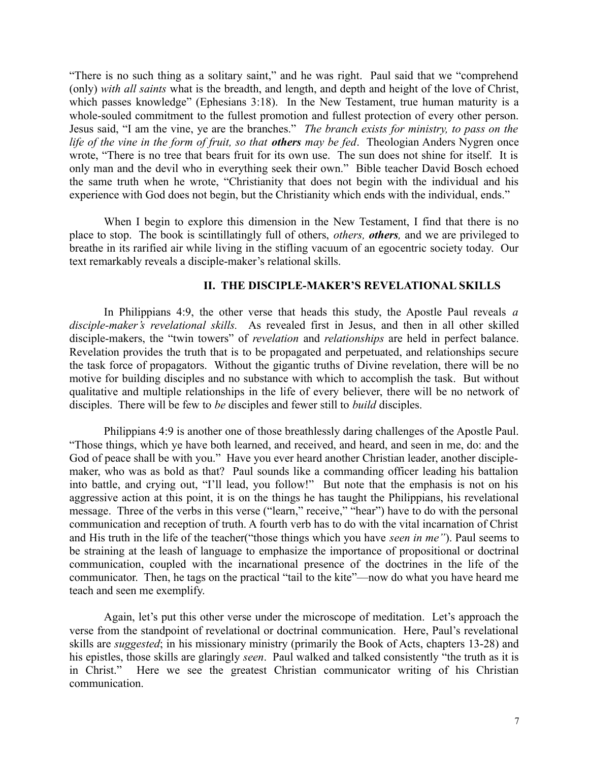"There is no such thing as a solitary saint," and he was right. Paul said that we "comprehend (only) *with all saints* what is the breadth, and length, and depth and height of the love of Christ, which passes knowledge" (Ephesians 3:18). In the New Testament, true human maturity is a whole-souled commitment to the fullest promotion and fullest protection of every other person. Jesus said, "I am the vine, ye are the branches." *The branch exists for ministry, to pass on the life of the vine in the form of fruit, so that* ***others*** *may be fed*. Theologian Anders Nygren once wrote, "There is no tree that bears fruit for its own use. The sun does not shine for itself. It is only man and the devil who in everything seek their own." Bible teacher David Bosch echoed the same truth when he wrote, "Christianity that does not begin with the individual and his experience with God does not begin, but the Christianity which ends with the individual, ends."

When I begin to explore this dimension in the New Testament, I find that there is no place to stop. The book is scintillatingly full of others, *others,* ***others,*** and we are privileged to breathe in its rarified air while living in the stifling vacuum of an egocentric society today. Our text remarkably reveals a disciple-maker's relational skills.

## II. THE DISCIPLE-MAKER'S REVELATIONAL SKILLS

In Philippians 4:9, the other verse that heads this study, the Apostle Paul reveals *a disciple-maker's revelational skills.* As revealed first in Jesus, and then in all other skilled disciple-makers, the "twin towers" of *revelation* and *relationships* are held in perfect balance. Revelation provides the truth that is to be propagated and perpetuated, and relationships secure the task force of propagators. Without the gigantic truths of Divine revelation, there will be no motive for building disciples and no substance with which to accomplish the task. But without qualitative and multiple relationships in the life of every believer, there will be no network of disciples. There will be few to *be* disciples and fewer still to *build* disciples.

Philippians 4:9 is another one of those breathlessly daring challenges of the Apostle Paul. "Those things, which ye have both learned, and received, and heard, and seen in me, do: and the God of peace shall be with you." Have you ever heard another Christian leader, another disciple-maker, who was as bold as that? Paul sounds like a commanding officer leading his battalion into battle, and crying out, "I'll lead, you follow!" But note that the emphasis is not on his aggressive action at this point, it is on the things he has taught the Philippians, his revelational message. Three of the verbs in this verse ("learn," receive," "hear") have to do with the personal communication and reception of truth. A fourth verb has to do with the vital incarnation of Christ and His truth in the life of the teacher("those things which you have *seen in me"*). Paul seems to be straining at the leash of language to emphasize the importance of propositional or doctrinal communication, coupled with the incarnational presence of the doctrines in the life of the communicator. Then, he tags on the practical "tail to the kite"—now do what you have heard me teach and seen me exemplify.

Again, let's put this other verse under the microscope of meditation. Let's approach the verse from the standpoint of revelational or doctrinal communication. Here, Paul's revelational skills are *suggested*; in his missionary ministry (primarily the Book of Acts, chapters 13-28) and his epistles, those skills are glaringly *seen*. Paul walked and talked consistently "the truth as it is in Christ." Here we see the greatest Christian communicator writing of his Christian communication.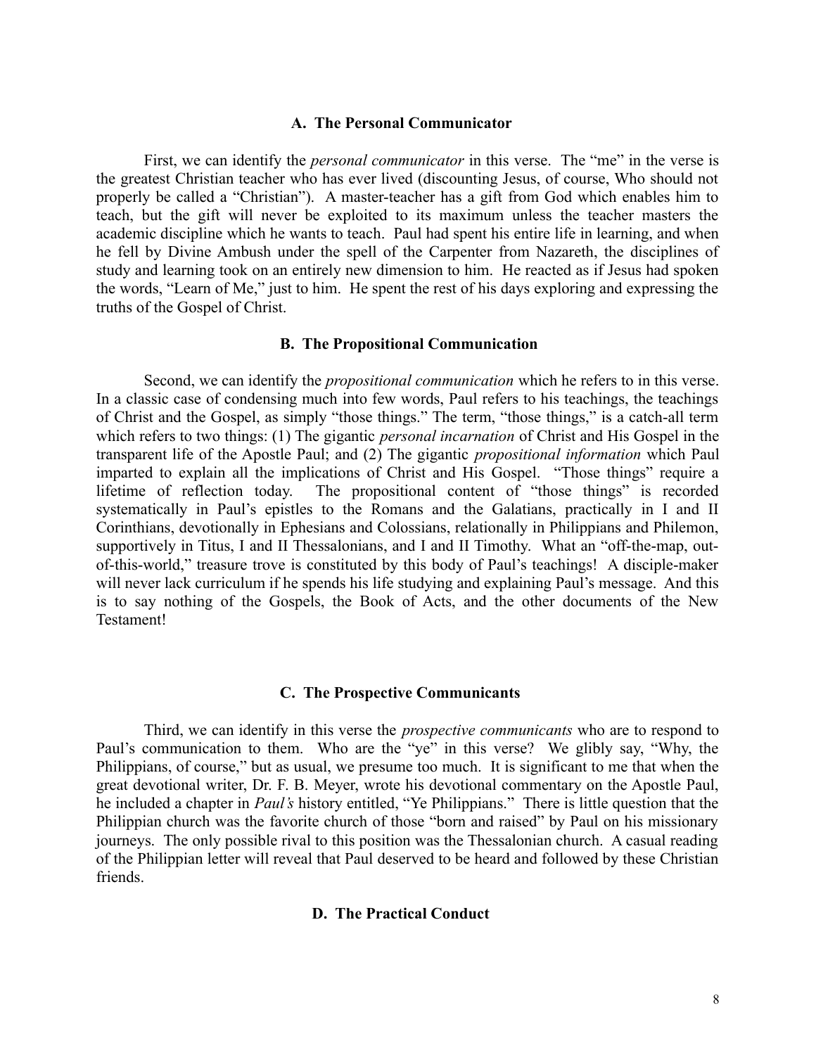### A. The Personal Communicator

First, we can identify the *personal communicator* in this verse. The "me" in the verse is the greatest Christian teacher who has ever lived (discounting Jesus, of course, Who should not properly be called a "Christian"). A master-teacher has a gift from God which enables him to teach, but the gift will never be exploited to its maximum unless the teacher masters the academic discipline which he wants to teach. Paul had spent his entire life in learning, and when he fell by Divine Ambush under the spell of the Carpenter from Nazareth, the disciplines of study and learning took on an entirely new dimension to him. He reacted as if Jesus had spoken the words, "Learn of Me," just to him. He spent the rest of his days exploring and expressing the truths of the Gospel of Christ.

### B. The Propositional Communication

Second, we can identify the *propositional communication* which he refers to in this verse. In a classic case of condensing much into few words, Paul refers to his teachings, the teachings of Christ and the Gospel, as simply "those things." The term, "those things," is a catch-all term which refers to two things: (1) The gigantic *personal incarnation* of Christ and His Gospel in the transparent life of the Apostle Paul; and (2) The gigantic *propositional information* which Paul imparted to explain all the implications of Christ and His Gospel. "Those things" require a lifetime of reflection today. The propositional content of "those things" is recorded systematically in Paul's epistles to the Romans and the Galatians, practically in I and II Corinthians, devotionally in Ephesians and Colossians, relationally in Philippians and Philemon, supportively in Titus, I and II Thessalonians, and I and II Timothy. What an "off-the-map, out-of-this-world," treasure trove is constituted by this body of Paul's teachings! A disciple-maker will never lack curriculum if he spends his life studying and explaining Paul's message. And this is to say nothing of the Gospels, the Book of Acts, and the other documents of the New Testament!

### C. The Prospective Communicants

Third, we can identify in this verse the *prospective communicants* who are to respond to Paul's communication to them. Who are the "ye" in this verse? We glibly say, "Why, the Philippians, of course," but as usual, we presume too much. It is significant to me that when the great devotional writer, Dr. F. B. Meyer, wrote his devotional commentary on the Apostle Paul, he included a chapter in *Paul's* history entitled, "Ye Philippians." There is little question that the Philippian church was the favorite church of those "born and raised" by Paul on his missionary journeys. The only possible rival to this position was the Thessalonian church. A casual reading of the Philippian letter will reveal that Paul deserved to be heard and followed by these Christian friends.

### D. The Practical Conduct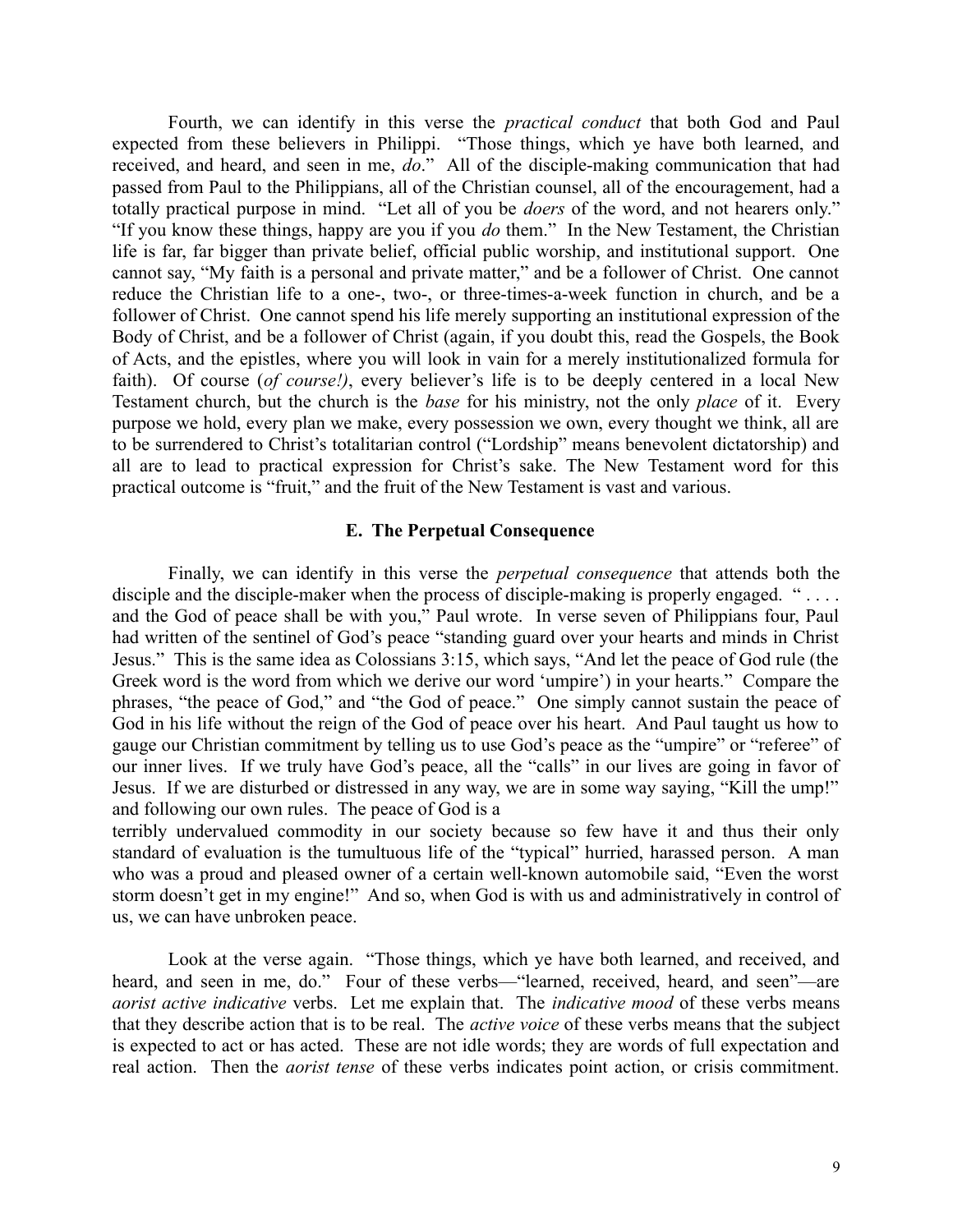Fourth, we can identify in this verse the *practical conduct* that both God and Paul expected from these believers in Philippi. "Those things, which ye have both learned, and received, and heard, and seen in me, *do*." All of the disciple-making communication that had passed from Paul to the Philippians, all of the Christian counsel, all of the encouragement, had a totally practical purpose in mind. "Let all of you be *doers* of the word, and not hearers only." "If you know these things, happy are you if you *do* them." In the New Testament, the Christian life is far, far bigger than private belief, official public worship, and institutional support. One cannot say, "My faith is a personal and private matter," and be a follower of Christ. One cannot reduce the Christian life to a one-, two-, or three-times-a-week function in church, and be a follower of Christ. One cannot spend his life merely supporting an institutional expression of the Body of Christ, and be a follower of Christ (again, if you doubt this, read the Gospels, the Book of Acts, and the epistles, where you will look in vain for a merely institutionalized formula for faith). Of course (*of course!)*, every believer's life is to be deeply centered in a local New Testament church, but the church is the *base* for his ministry, not the only *place* of it. Every purpose we hold, every plan we make, every possession we own, every thought we think, all are to be surrendered to Christ's totalitarian control ("Lordship" means benevolent dictatorship) and all are to lead to practical expression for Christ's sake. The New Testament word for this practical outcome is "fruit," and the fruit of the New Testament is vast and various.

### E. The Perpetual Consequence

Finally, we can identify in this verse the *perpetual consequence* that attends both the disciple and the disciple-maker when the process of disciple-making is properly engaged. " . . . . and the God of peace shall be with you," Paul wrote. In verse seven of Philippians four, Paul had written of the sentinel of God's peace "standing guard over your hearts and minds in Christ Jesus." This is the same idea as Colossians 3:15, which says, "And let the peace of God rule (the Greek word is the word from which we derive our word 'umpire') in your hearts." Compare the phrases, "the peace of God," and "the God of peace." One simply cannot sustain the peace of God in his life without the reign of the God of peace over his heart. And Paul taught us how to gauge our Christian commitment by telling us to use God's peace as the "umpire" or "referee" of our inner lives. If we truly have God's peace, all the "calls" in our lives are going in favor of Jesus. If we are disturbed or distressed in any way, we are in some way saying, "Kill the ump!" and following our own rules. The peace of God is a terribly undervalued commodity in our society because so few have it and thus their only standard of evaluation is the tumultuous life of the "typical" hurried, harassed person. A man who was a proud and pleased owner of a certain well-known automobile said, "Even the worst storm doesn't get in my engine!" And so, when God is with us and administratively in control of us, we can have unbroken peace.

Look at the verse again. "Those things, which ye have both learned, and received, and heard, and seen in me, do." Four of these verbs—"learned, received, heard, and seen"—are *aorist active indicative* verbs. Let me explain that. The *indicative mood* of these verbs means that they describe action that is to be real. The *active voice* of these verbs means that the subject is expected to act or has acted. These are not idle words; they are words of full expectation and real action. Then the *aorist tense* of these verbs indicates point action, or crisis commitment.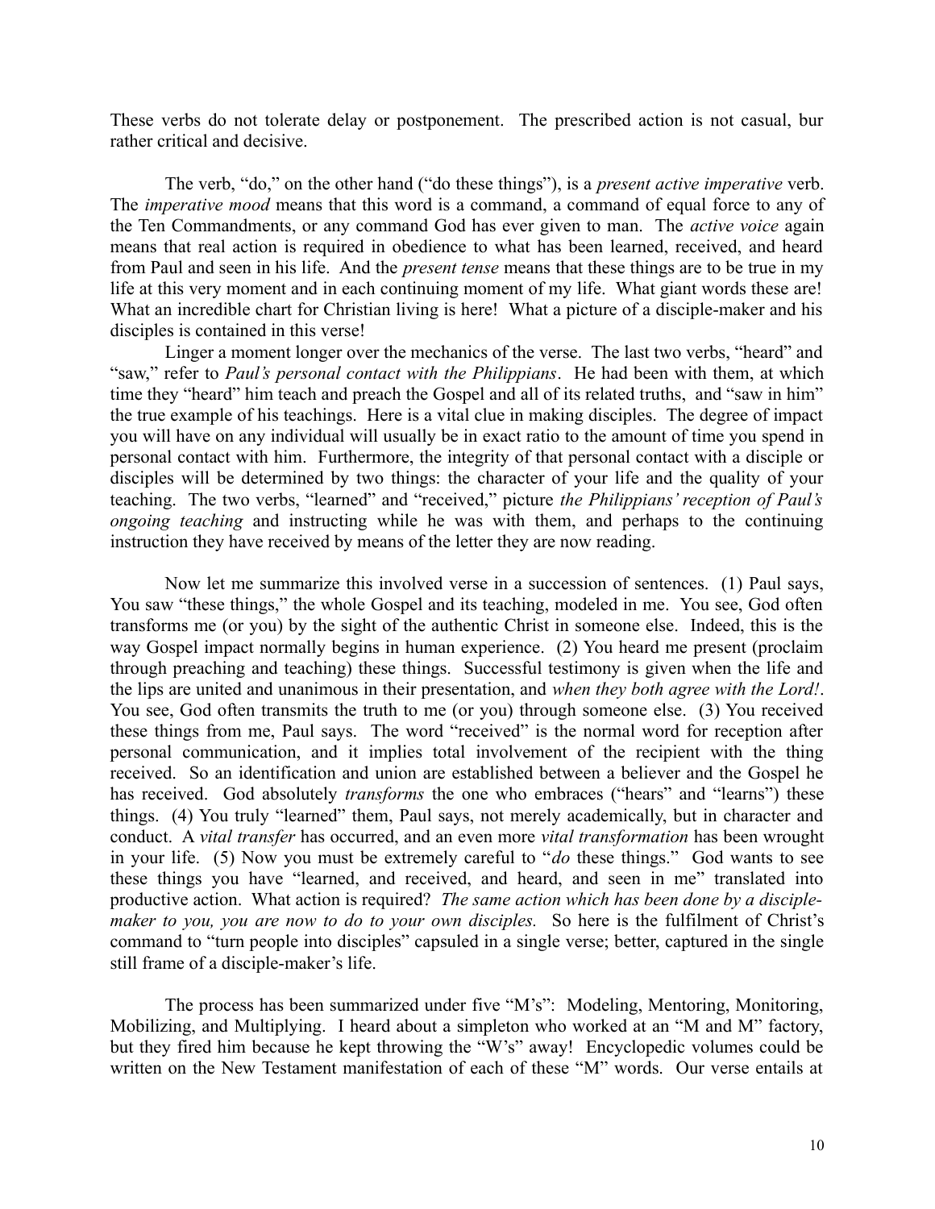These verbs do not tolerate delay or postponement. The prescribed action is not casual, bur rather critical and decisive.

The verb, "do," on the other hand ("do these things"), is a *present active imperative* verb. The *imperative mood* means that this word is a command, a command of equal force to any of the Ten Commandments, or any command God has ever given to man. The *active voice* again means that real action is required in obedience to what has been learned, received, and heard from Paul and seen in his life. And the *present tense* means that these things are to be true in my life at this very moment and in each continuing moment of my life. What giant words these are! What an incredible chart for Christian living is here! What a picture of a disciple-maker and his disciples is contained in this verse!

Linger a moment longer over the mechanics of the verse. The last two verbs, "heard" and "saw," refer to *Paul's personal contact with the Philippians*. He had been with them, at which time they "heard" him teach and preach the Gospel and all of its related truths, and "saw in him" the true example of his teachings. Here is a vital clue in making disciples. The degree of impact you will have on any individual will usually be in exact ratio to the amount of time you spend in personal contact with him. Furthermore, the integrity of that personal contact with a disciple or disciples will be determined by two things: the character of your life and the quality of your teaching. The two verbs, "learned" and "received," picture *the Philippians' reception of Paul's ongoing teaching* and instructing while he was with them, and perhaps to the continuing instruction they have received by means of the letter they are now reading.

Now let me summarize this involved verse in a succession of sentences. (1) Paul says, You saw "these things," the whole Gospel and its teaching, modeled in me. You see, God often transforms me (or you) by the sight of the authentic Christ in someone else. Indeed, this is the way Gospel impact normally begins in human experience. (2) You heard me present (proclaim through preaching and teaching) these things. Successful testimony is given when the life and the lips are united and unanimous in their presentation, and *when they both agree with the Lord!*. You see, God often transmits the truth to me (or you) through someone else. (3) You received these things from me, Paul says. The word "received" is the normal word for reception after personal communication, and it implies total involvement of the recipient with the thing received. So an identification and union are established between a believer and the Gospel he has received. God absolutely *transforms* the one who embraces ("hears" and "learns") these things. (4) You truly "learned" them, Paul says, not merely academically, but in character and conduct. A *vital transfer* has occurred, and an even more *vital transformation* has been wrought in your life. (5) Now you must be extremely careful to "*do* these things." God wants to see these things you have "learned, and received, and heard, and seen in me" translated into productive action. What action is required? *The same action which has been done by a disciple-maker to you, you are now to do to your own disciples.* So here is the fulfilment of Christ's command to "turn people into disciples" capsuled in a single verse; better, captured in the single still frame of a disciple-maker's life.

The process has been summarized under five "M's": Modeling, Mentoring, Monitoring, Mobilizing, and Multiplying. I heard about a simpleton who worked at an "M and M" factory, but they fired him because he kept throwing the "W's" away! Encyclopedic volumes could be written on the New Testament manifestation of each of these "M" words. Our verse entails at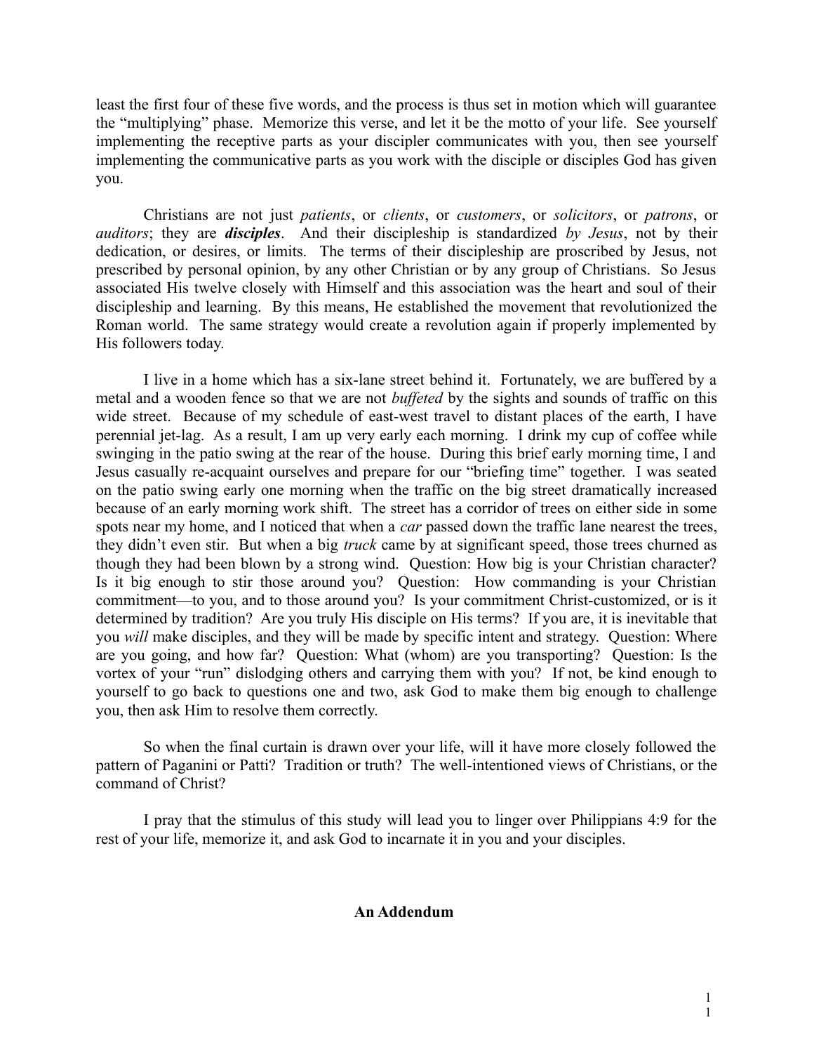least the first four of these five words, and the process is thus set in motion which will guarantee the "multiplying" phase. Memorize this verse, and let it be the motto of your life. See yourself implementing the receptive parts as your discipler communicates with you, then see yourself implementing the communicative parts as you work with the disciple or disciples God has given you.

Christians are not just *patients*, or *clients*, or *customers*, or *solicitors*, or *patrons*, or *auditors*; they are ***disciples***. And their discipleship is standardized *by Jesus*, not by their dedication, or desires, or limits. The terms of their discipleship are proscribed by Jesus, not prescribed by personal opinion, by any other Christian or by any group of Christians. So Jesus associated His twelve closely with Himself and this association was the heart and soul of their discipleship and learning. By this means, He established the movement that revolutionized the Roman world. The same strategy would create a revolution again if properly implemented by His followers today.

I live in a home which has a six-lane street behind it. Fortunately, we are buffered by a metal and a wooden fence so that we are not *buffeted* by the sights and sounds of traffic on this wide street. Because of my schedule of east-west travel to distant places of the earth, I have perennial jet-lag. As a result, I am up very early each morning. I drink my cup of coffee while swinging in the patio swing at the rear of the house. During this brief early morning time, I and Jesus casually re-acquaint ourselves and prepare for our "briefing time" together. I was seated on the patio swing early one morning when the traffic on the big street dramatically increased because of an early morning work shift. The street has a corridor of trees on either side in some spots near my home, and I noticed that when a *car* passed down the traffic lane nearest the trees, they didn't even stir. But when a big *truck* came by at significant speed, those trees churned as though they had been blown by a strong wind. Question: How big is your Christian character? Is it big enough to stir those around you? Question: How commanding is your Christian commitment—to you, and to those around you? Is your commitment Christ-customized, or is it determined by tradition? Are you truly His disciple on His terms? If you are, it is inevitable that you *will* make disciples, and they will be made by specific intent and strategy. Question: Where are you going, and how far? Question: What (whom) are you transporting? Question: Is the vortex of your "run" dislodging others and carrying them with you? If not, be kind enough to yourself to go back to questions one and two, ask God to make them big enough to challenge you, then ask Him to resolve them correctly.

So when the final curtain is drawn over your life, will it have more closely followed the pattern of Paganini or Patti? Tradition or truth? The well-intentioned views of Christians, or the command of Christ?

I pray that the stimulus of this study will lead you to linger over Philippians 4:9 for the rest of your life, memorize it, and ask God to incarnate it in you and your disciples.

**An Addendum**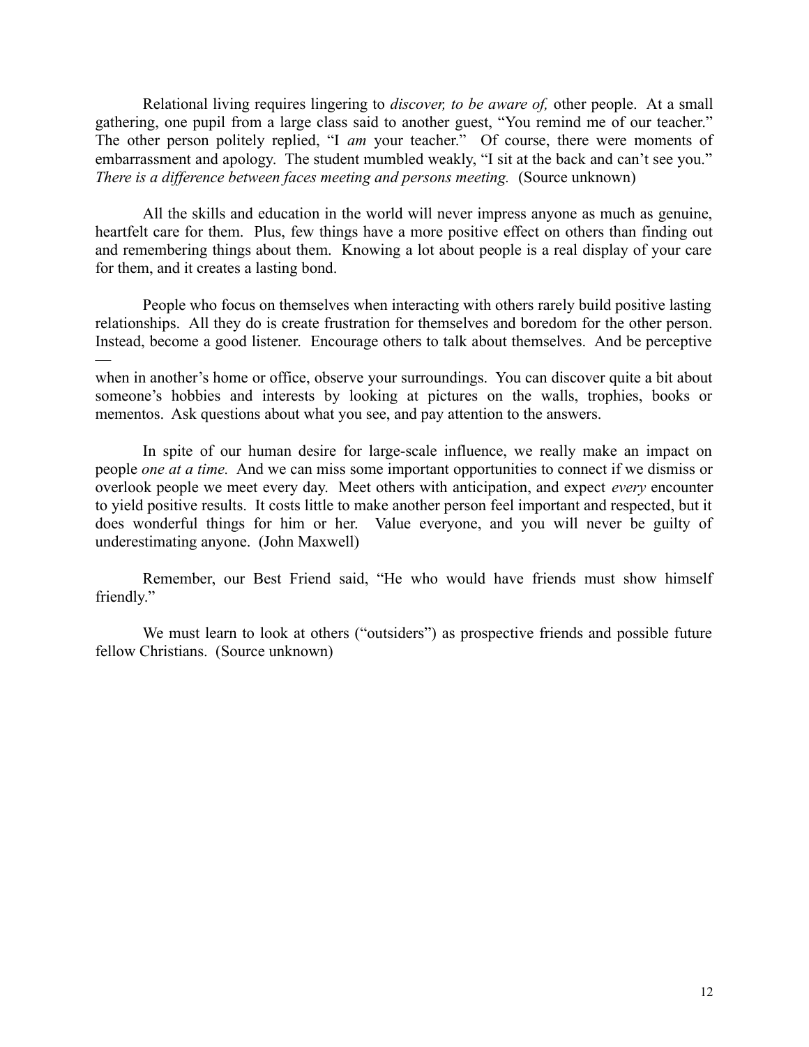Relational living requires lingering to *discover, to be aware of,* other people. At a small gathering, one pupil from a large class said to another guest, "You remind me of our teacher." The other person politely replied, "I *am* your teacher." Of course, there were moments of embarrassment and apology. The student mumbled weakly, "I sit at the back and can't see you." *There is a difference between faces meeting and persons meeting.* (Source unknown)

All the skills and education in the world will never impress anyone as much as genuine, heartfelt care for them. Plus, few things have a more positive effect on others than finding out and remembering things about them. Knowing a lot about people is a real display of your care for them, and it creates a lasting bond.

People who focus on themselves when interacting with others rarely build positive lasting relationships. All they do is create frustration for themselves and boredom for the other person. Instead, become a good listener. Encourage others to talk about themselves. And be perceptive — when in another's home or office, observe your surroundings. You can discover quite a bit about someone's hobbies and interests by looking at pictures on the walls, trophies, books or mementos. Ask questions about what you see, and pay attention to the answers.

In spite of our human desire for large-scale influence, we really make an impact on people *one at a time.* And we can miss some important opportunities to connect if we dismiss or overlook people we meet every day. Meet others with anticipation, and expect *every* encounter to yield positive results. It costs little to make another person feel important and respected, but it does wonderful things for him or her. Value everyone, and you will never be guilty of underestimating anyone. (John Maxwell)

Remember, our Best Friend said, "He who would have friends must show himself friendly."

We must learn to look at others ("outsiders") as prospective friends and possible future fellow Christians. (Source unknown)